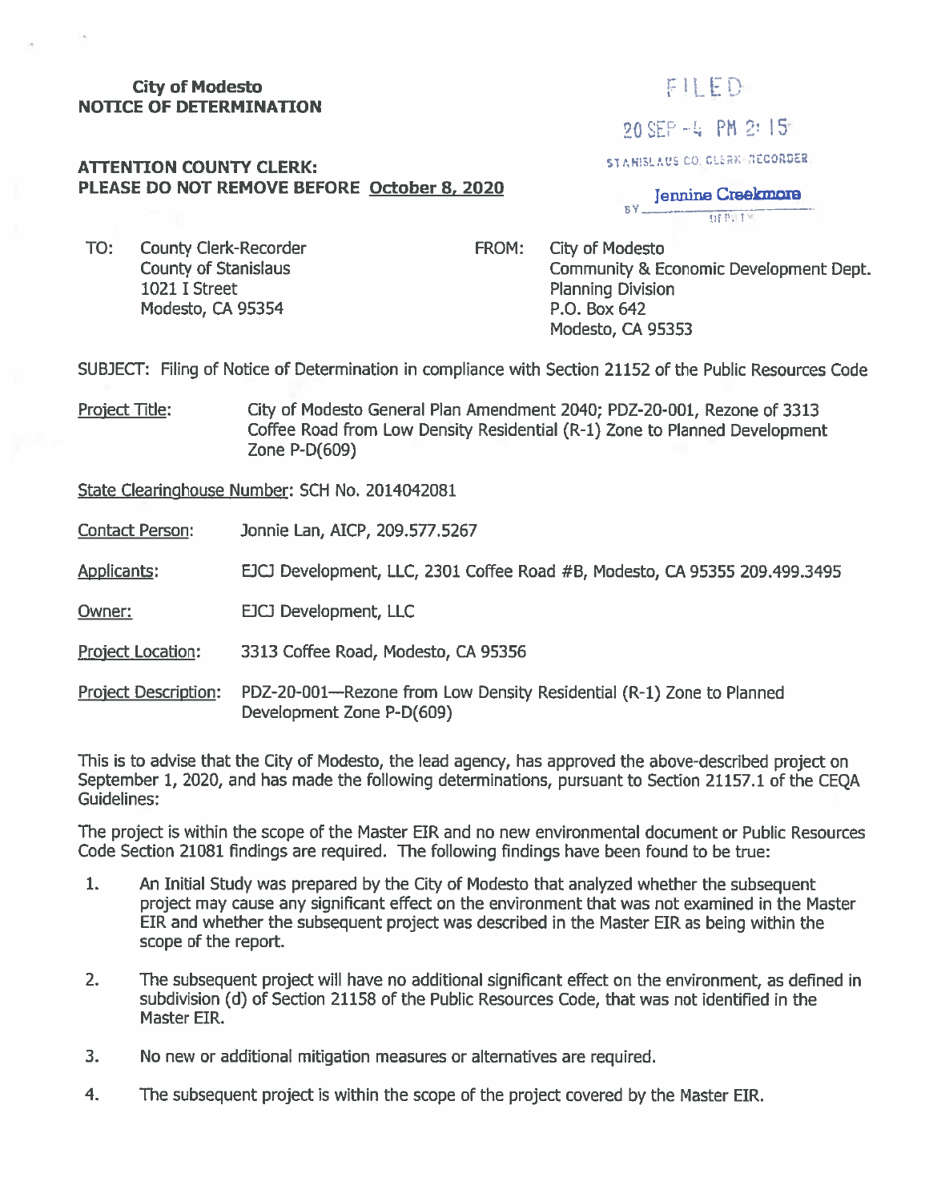**City of Modesto**
**NOTICE OF DETERMINATION**

FILED

20 SEP -4 PM 2:15

STANISLAUS CO. CLERK-RECORDER

BY Jennine Creekmore
DEPUTY

**ATTENTION COUNTY CLERK:**
**PLEASE DO NOT REMOVE BEFORE October 8, 2020**

TO: County Clerk-Recorder
County of Stanislaus
1021 I Street
Modesto, CA 95354

FROM: City of Modesto
Community & Economic Development Dept.
Planning Division
P.O. Box 642
Modesto, CA 95353

SUBJECT: Filing of Notice of Determination in compliance with Section 21152 of the Public Resources Code

Project Title: City of Modesto General Plan Amendment 2040; PDZ-20-001, Rezone of 3313 Coffee Road from Low Density Residential (R-1) Zone to Planned Development Zone P-D(609)

State Clearinghouse Number: SCH No. 2014042081

Contact Person: Jonnie Lan, AICP, 209.577.5267

Applicants: EJCJ Development, LLC, 2301 Coffee Road #B, Modesto, CA 95355 209.499.3495

Owner: EJCJ Development, LLC

Project Location: 3313 Coffee Road, Modesto, CA 95356

Project Description: PDZ-20-001—Rezone from Low Density Residential (R-1) Zone to Planned Development Zone P-D(609)

This is to advise that the City of Modesto, the lead agency, has approved the above-described project on September 1, 2020, and has made the following determinations, pursuant to Section 21157.1 of the CEQA Guidelines:

The project is within the scope of the Master EIR and no new environmental document or Public Resources Code Section 21081 findings are required. The following findings have been found to be true:

1. An Initial Study was prepared by the City of Modesto that analyzed whether the subsequent project may cause any significant effect on the environment that was not examined in the Master EIR and whether the subsequent project was described in the Master EIR as being within the scope of the report.

2. The subsequent project will have no additional significant effect on the environment, as defined in subdivision (d) of Section 21158 of the Public Resources Code, that was not identified in the Master EIR.

3. No new or additional mitigation measures or alternatives are required.

4. The subsequent project is within the scope of the project covered by the Master EIR.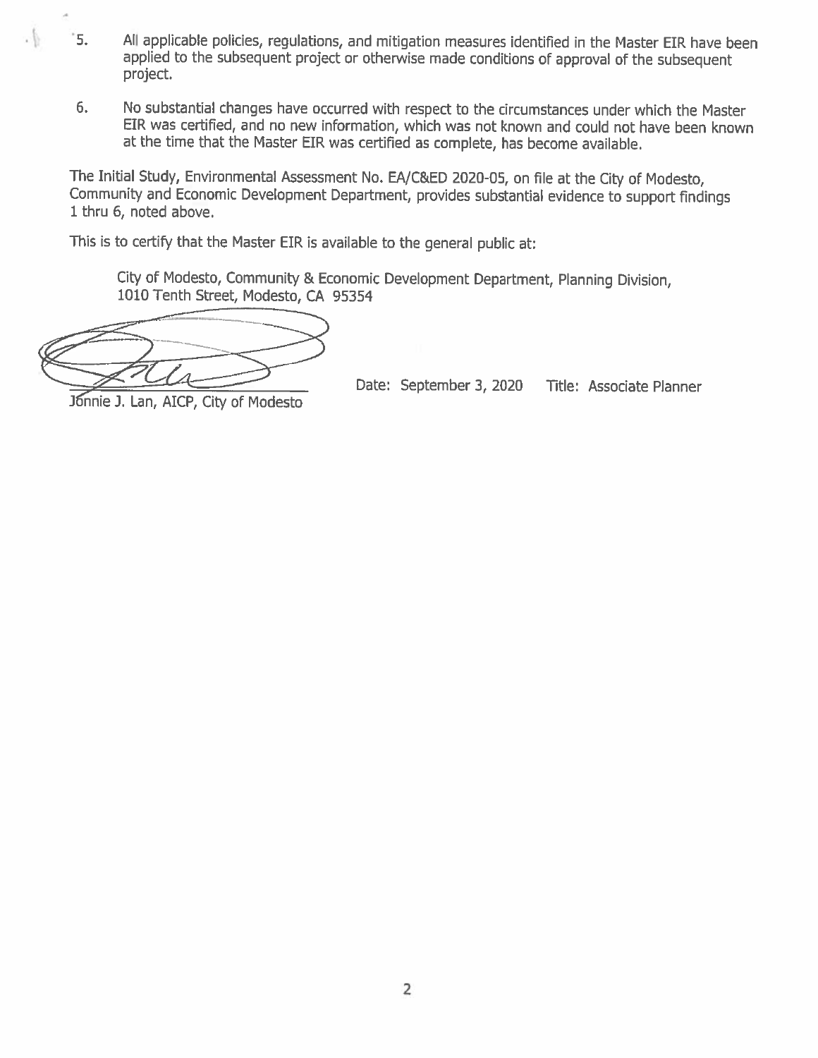5. All applicable policies, regulations, and mitigation measures identified in the Master EIR have been applied to the subsequent project or otherwise made conditions of approval of the subsequent project.

6. No substantial changes have occurred with respect to the circumstances under which the Master EIR was certified, and no new information, which was not known and could not have been known at the time that the Master EIR was certified as complete, has become available.

The Initial Study, Environmental Assessment No. EA/C&ED 2020-05, on file at the City of Modesto, Community and Economic Development Department, provides substantial evidence to support findings 1 thru 6, noted above.

This is to certify that the Master EIR is available to the general public at:

City of Modesto, Community & Economic Development Department, Planning Division, 1010 Tenth Street, Modesto, CA 95354

Jonnie J. Lan, AICP, City of Modesto    Date: September 3, 2020    Title: Associate Planner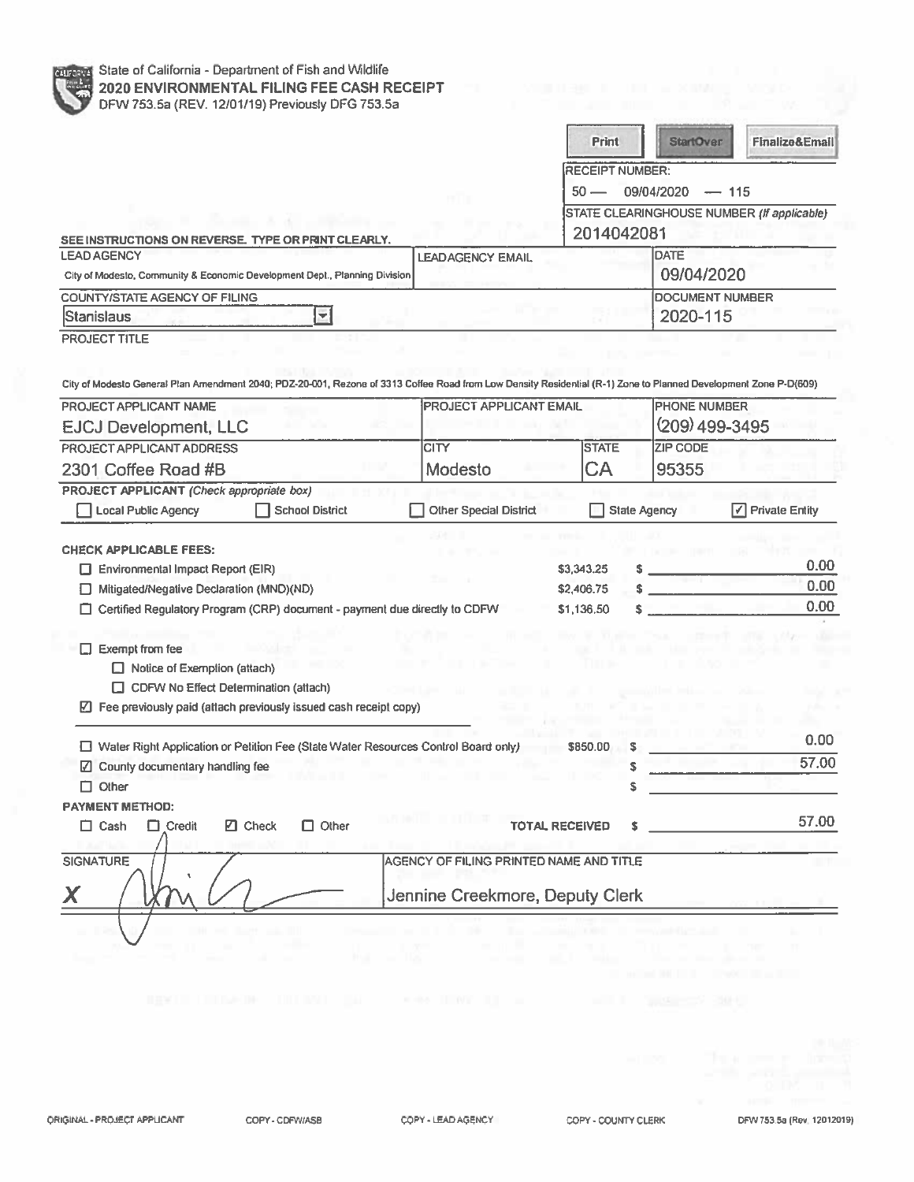State of California - Department of Fish and Wildlife

# 2020 ENVIRONMENTAL FILING FEE CASH RECEIPT

DFW 753.5a (REV. 12/01/19) Previously DFG 753.5a

Print | StartOver | Finalize&Email

RECEIPT NUMBER:
50 — 09/04/2020 — 115

STATE CLEARINGHOUSE NUMBER *(If applicable)*
2014042081

SEE INSTRUCTIONS ON REVERSE. TYPE OR PRINT CLEARLY.

| LEAD AGENCY | LEADAGENCY EMAIL | DATE |
|---|---|---|
| City of Modesto, Community & Economic Development Dept., Planning Division | | 09/04/2020 |

| COUNTY/STATE AGENCY OF FILING | DOCUMENT NUMBER |
|---|---|
| Stanislaus | 2020-115 |

PROJECT TITLE

City of Modesto General Plan Amendment 2040; PDZ-20-001, Rezone of 3313 Coffee Road from Low Density Residential (R-1) Zone to Planned Development Zone P-D(609)

| PROJECT APPLICANT NAME | PROJECT APPLICANT EMAIL | PHONE NUMBER | |
|---|---|---|---|
| EJCJ Development, LLC | | (209) 499-3495 | |
| **PROJECT APPLICANT ADDRESS** | **CITY** | **STATE** | **ZIP CODE** |
| 2301 Coffee Road #B | Modesto | CA | 95355 |

**PROJECT APPLICANT** *(Check appropriate box)*

☐ Local Public Agency ☐ School District ☐ Other Special District ☐ State Agency ☑ Private Entity

**CHECK APPLICABLE FEES:**

| | | |
|---|---|---|
| ☐ Environmental Impact Report (EIR) | $3,343.25 | $ 0.00 |
| ☐ Mitigated/Negative Declaration (MND)(ND) | $2,406.75 | $ 0.00 |
| ☐ Certified Regulatory Program (CRP) document - payment due directly to CDFW | $1,136.50 | $ 0.00 |

☐ Exempt from fee
- ☐ Notice of Exemption (attach)
- ☐ CDFW No Effect Determination (attach)

☑ Fee previously paid (attach previously issued cash receipt copy)

| | | |
|---|---|---|
| ☐ Water Right Application or Petition Fee (State Water Resources Control Board only) | $850.00 | $ 0.00 |
| ☑ County documentary handling fee | | $ 57.00 |
| ☐ Other | | $ |

**PAYMENT METHOD:**

☐ Cash ☐ Credit ☑ Check ☐ Other **TOTAL RECEIVED** $ 57.00

| SIGNATURE | AGENCY OF FILING PRINTED NAME AND TITLE |
|---|---|
| X [signature] | Jennine Creekmore, Deputy Clerk |

ORIGINAL - PROJECT APPLICANT COPY - CDFW/ASB COPY - LEAD AGENCY COPY - COUNTY CLERK DFW 753.5a (Rev. 12012019)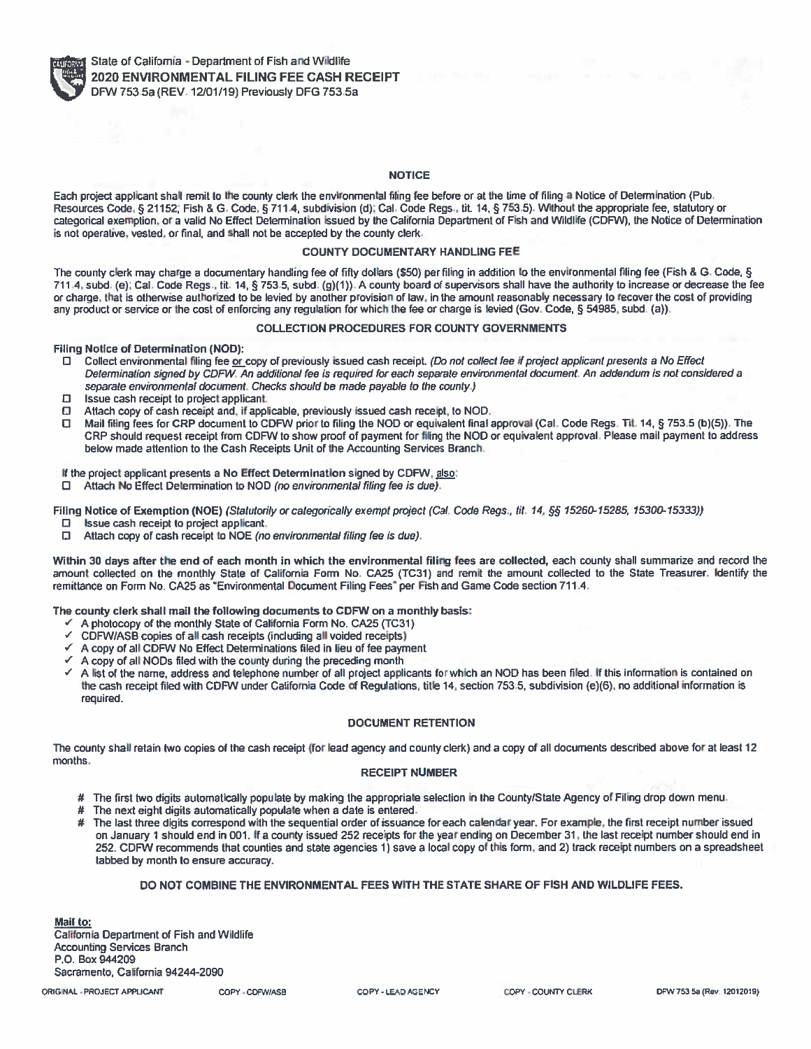State of California - Department of Fish and Wildlife
**2020 ENVIRONMENTAL FILING FEE CASH RECEIPT**
DFW 753.5a (REV. 12/01/19) Previously DFG 753.5a

## NOTICE

Each project applicant shall remit to the county clerk the environmental filing fee before or at the time of filing a Notice of Determination (Pub. Resources Code, § 21152; Fish & G. Code, § 711.4, subdivision (d); Cal. Code Regs., tit. 14, § 753.5). Without the appropriate fee, statutory or categorical exemption, or a valid No Effect Determination issued by the California Department of Fish and Wildlife (CDFW), the Notice of Determination is not operative, vested, or final, and shall not be accepted by the county clerk.

## COUNTY DOCUMENTARY HANDLING FEE

The county clerk may charge a documentary handling fee of fifty dollars ($50) per filing in addition to the environmental filing fee (Fish & G. Code, § 711.4, subd. (e); Cal. Code Regs., tit. 14, § 753.5, subd. (g)(1)). A county board of supervisors shall have the authority to increase or decrease the fee or charge, that is otherwise authorized to be levied by another provision of law, in the amount reasonably necessary to recover the cost of providing any product or service or the cost of enforcing any regulation for which the fee or charge is levied (Gov. Code, § 54985, subd. (a)).

## COLLECTION PROCEDURES FOR COUNTY GOVERNMENTS

**Filing Notice of Determination (NOD):**

- ☐ Collect environmental filing fee or copy of previously issued cash receipt. *(Do not collect fee if project applicant presents a No Effect Determination signed by CDFW. An additional fee is required for each separate environmental document. An addendum is not considered a separate environmental document. Checks should be made payable to the county.)*
- ☐ Issue cash receipt to project applicant.
- ☐ Attach copy of cash receipt and, if applicable, previously issued cash receipt, to NOD.
- ☐ Mail filing fees for CRP document to CDFW prior to filing the NOD or equivalent final approval (Cal. Code Regs. Tit. 14, § 753.5 (b)(5)). The CRP should request receipt from CDFW to show proof of payment for filing the NOD or equivalent approval. Please mail payment to address below made attention to the Cash Receipts Unit of the Accounting Services Branch.

If the project applicant presents a **No Effect Determination** signed by CDFW, also:

- ☐ Attach No Effect Determination to NOD *(no environmental filing fee is due)*.

**Filing Notice of Exemption (NOE)** *(Statutorily or categorically exempt project (Cal. Code Regs., tit. 14, §§ 15260-15285, 15300-15333))*

- ☐ Issue cash receipt to project applicant.
- ☐ Attach copy of cash receipt to NOE *(no environmental filing fee is due)*.

**Within 30 days after the end of each month in which the environmental filing fees are collected,** each county shall summarize and record the amount collected on the monthly State of California Form No. CA25 (TC31) and remit the amount collected to the State Treasurer. Identify the remittance on Form No. CA25 as "Environmental Document Filing Fees" per Fish and Game Code section 711.4.

**The county clerk shall mail the following documents to CDFW on a monthly basis:**

- ✓ A photocopy of the monthly State of California Form No. CA25 (TC31)
- ✓ CDFW/ASB copies of all cash receipts (including all voided receipts)
- ✓ A copy of all CDFW No Effect Determinations filed in lieu of fee payment
- ✓ A copy of all NODs filed with the county during the preceding month
- ✓ A list of the name, address and telephone number of all project applicants for which an NOD has been filed. If this information is contained on the cash receipt filed with CDFW under California Code of Regulations, title 14, section 753.5, subdivision (e)(6), no additional information is required.

## DOCUMENT RETENTION

The county shall retain two copies of the cash receipt (for lead agency and county clerk) and a copy of all documents described above for at least 12 months.

## RECEIPT NUMBER

- # The first two digits automatically populate by making the appropriate selection in the County/State Agency of Filing drop down menu.
- # The next eight digits automatically populate when a date is entered.
- # The last three digits correspond with the sequential order of issuance for each calendar year. For example, the first receipt number issued on January 1 should end in 001. If a county issued 252 receipts for the year ending on December 31, the last receipt number should end in 252. CDFW recommends that counties and state agencies 1) save a local copy of this form, and 2) track receipt numbers on a spreadsheet tabbed by month to ensure accuracy.

**DO NOT COMBINE THE ENVIRONMENTAL FEES WITH THE STATE SHARE OF FISH AND WILDLIFE FEES.**

**Mail to:**
California Department of Fish and Wildlife
Accounting Services Branch
P.O. Box 944209
Sacramento, California 94244-2090

ORIGINAL - PROJECT APPLICANT　　COPY - CDFW/ASB　　COPY - LEAD AGENCY　　COPY - COUNTY CLERK　　DFW 753.5a (Rev. 12012019)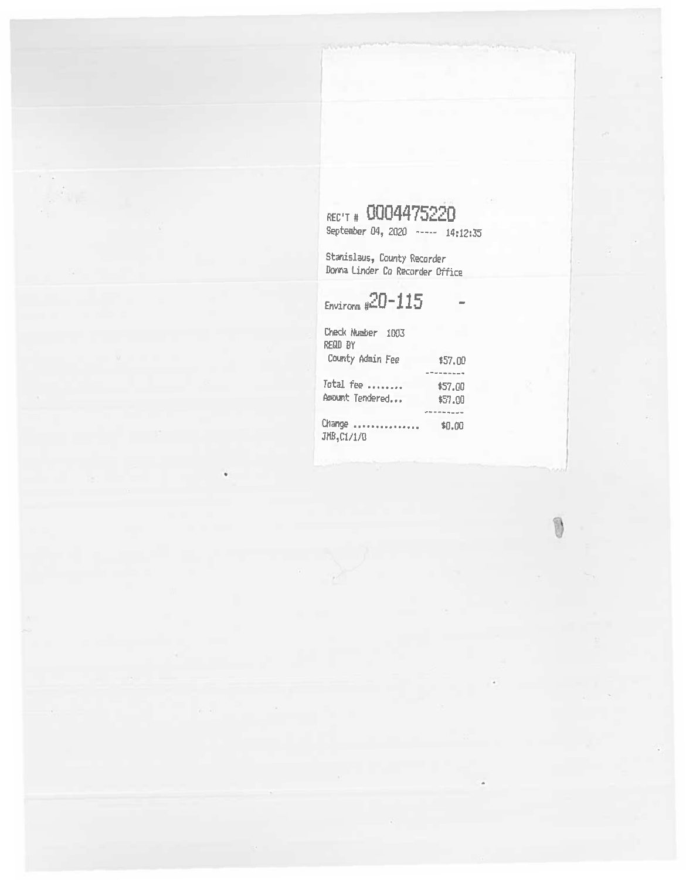REC'T # 0004475220
September 04, 2020 ----- 14:12:35

Stanislaus, County Recorder
Donna Linder Co Recorder Office

Environm #20-115 -

Check Number 1003
REQD BY

| | |
|---|---|
| County Admin Fee | $57.00 |
| | --------- |
| Total fee ........ | $57.00 |
| Amount Tendered... | $57.00 |
| | --------- |
| Change ............... | $0.00 |

JMB,C1/1/0